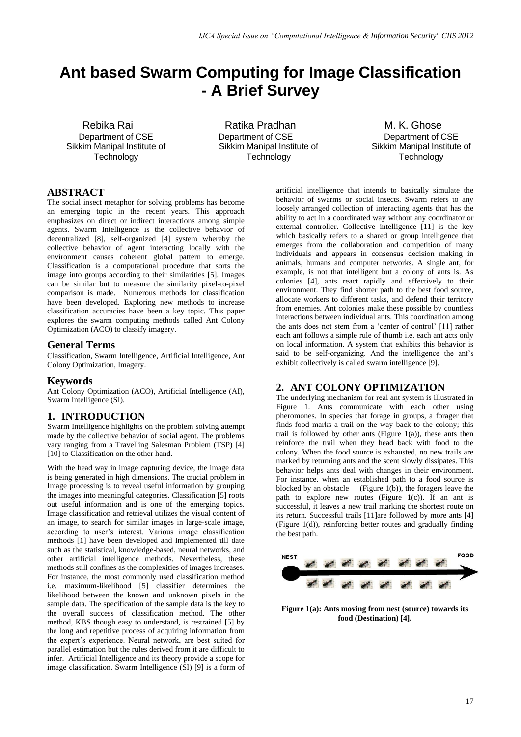# Ant based Swarm Computing for Image Classification - A Brief Survey

Rebika Rai
Department of CSE
Sikkim Manipal Institute of Technology

Ratika Pradhan
Department of CSE
Sikkim Manipal Institute of Technology

M. K. Ghose
Department of CSE
Sikkim Manipal Institute of Technology

## ABSTRACT

The social insect metaphor for solving problems has become an emerging topic in the recent years. This approach emphasizes on direct or indirect interactions among simple agents. Swarm Intelligence is the collective behavior of decentralized [8], self-organized [4] system whereby the collective behavior of agent interacting locally with the environment causes coherent global pattern to emerge. Classification is a computational procedure that sorts the image into groups according to their similarities [5]. Images can be similar but to measure the similarity pixel-to-pixel comparison is made. Numerous methods for classification have been developed. Exploring new methods to increase classification accuracies have been a key topic. This paper explores the swarm computing methods called Ant Colony Optimization (ACO) to classify imagery.

### General Terms

Classification, Swarm Intelligence, Artificial Intelligence, Ant Colony Optimization, Imagery.

### Keywords

Ant Colony Optimization (ACO), Artificial Intelligence (AI), Swarm Intelligence (SI).

## 1. INTRODUCTION

Swarm Intelligence highlights on the problem solving attempt made by the collective behavior of social agent. The problems vary ranging from a Travelling Salesman Problem (TSP) [4] [10] to Classification on the other hand.

With the head way in image capturing device, the image data is being generated in high dimensions. The crucial problem in Image processing is to reveal useful information by grouping the images into meaningful categories. Classification [5] roots out useful information and is one of the emerging topics. Image classification and retrieval utilizes the visual content of an image, to search for similar images in large-scale image, according to user's interest. Various image classification methods [1] have been developed and implemented till date such as the statistical, knowledge-based, neural networks, and other artificial intelligence methods. Nevertheless, these methods still confines as the complexities of images increases. For instance, the most commonly used classification method i.e. maximum-likelihood [5] classifier determines the likelihood between the known and unknown pixels in the sample data. The specification of the sample data is the key to the overall success of classification method. The other method, KBS though easy to understand, is restrained [5] by the long and repetitive process of acquiring information from the expert's experience. Neural network, are best suited for parallel estimation but the rules derived from it are difficult to infer. Artificial Intelligence and its theory provide a scope for image classification. Swarm Intelligence (SI) [9] is a form of artificial intelligence that intends to basically simulate the behavior of swarms or social insects. Swarm refers to any loosely arranged collection of interacting agents that has the ability to act in a coordinated way without any coordinator or external controller. Collective intelligence [11] is the key which basically refers to a shared or group intelligence that emerges from the collaboration and competition of many individuals and appears in consensus decision making in animals, humans and computer networks. A single ant, for example, is not that intelligent but a colony of ants is. As colonies [4], ants react rapidly and effectively to their environment. They find shorter path to the best food source, allocate workers to different tasks, and defend their territory from enemies. Ant colonies make these possible by countless interactions between individual ants. This coordination among the ants does not stem from a 'center of control' [11] rather each ant follows a simple rule of thumb i.e. each ant acts only on local information. A system that exhibits this behavior is said to be self-organizing. And the intelligence the ant's exhibit collectively is called swarm intelligence [9].

## 2. ANT COLONY OPTIMIZATION

The underlying mechanism for real ant system is illustrated in Figure 1. Ants communicate with each other using pheromones. In species that forage in groups, a forager that finds food marks a trail on the way back to the colony; this trail is followed by other ants (Figure 1(a)), these ants then reinforce the trail when they head back with food to the colony. When the food source is exhausted, no new trails are marked by returning ants and the scent slowly dissipates. This behavior helps ants deal with changes in their environment. For instance, when an established path to a food source is blocked by an obstacle (Figure 1(b)), the foragers leave the path to explore new routes (Figure 1(c)). If an ant is successful, it leaves a new trail marking the shortest route on its return. Successful trails [11]are followed by more ants [4] (Figure 1(d)), reinforcing better routes and gradually finding the best path.

**Figure 1(a): Ants moving from nest (source) towards its food (Destination) [4].**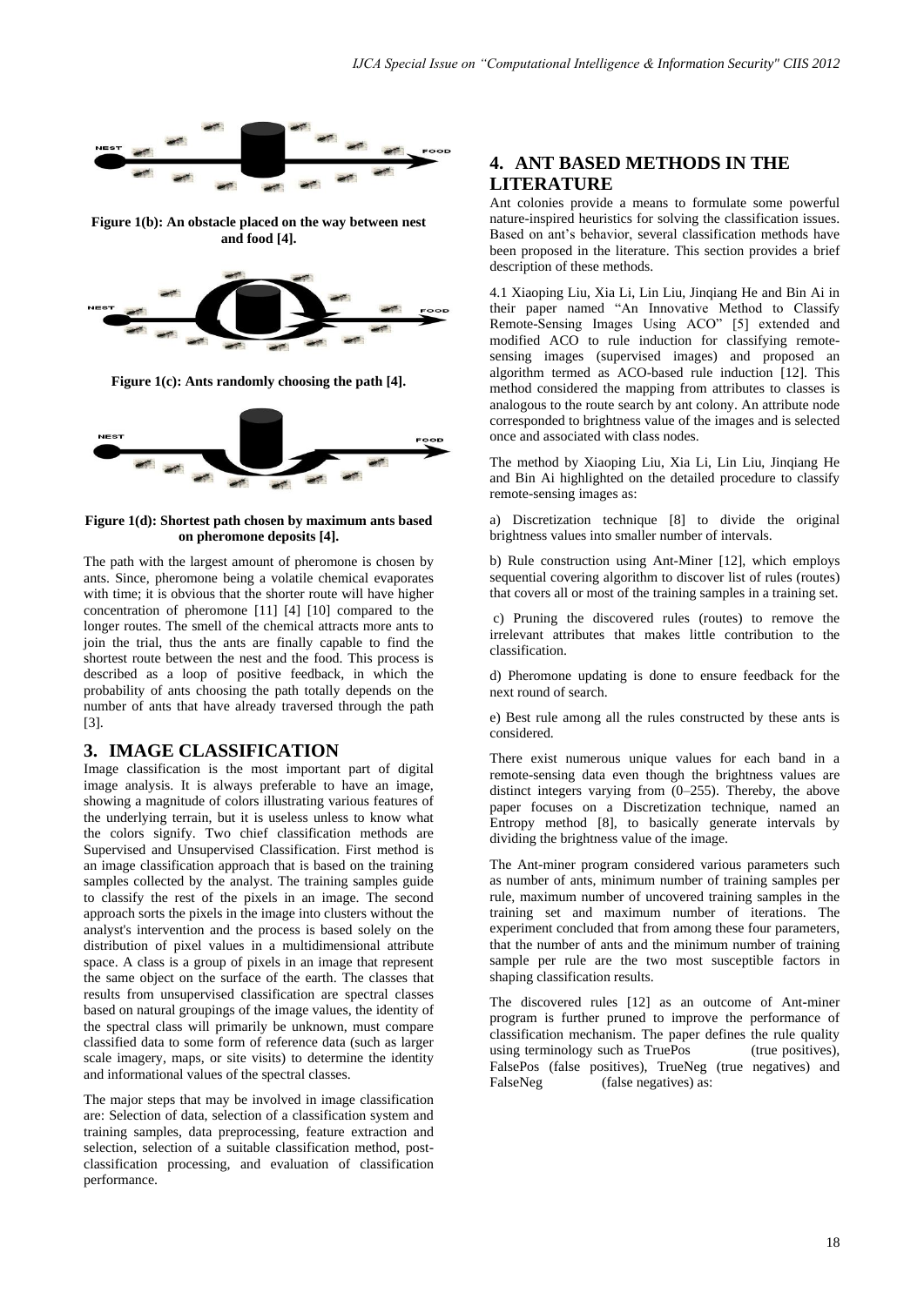Figure 1(b): An obstacle placed on the way between nest and food [4].

Figure 1(c): Ants randomly choosing the path [4].

Figure 1(d): Shortest path chosen by maximum ants based on pheromone deposits [4].

The path with the largest amount of pheromone is chosen by ants. Since, pheromone being a volatile chemical evaporates with time; it is obvious that the shorter route will have higher concentration of pheromone [11] [4] [10] compared to the longer routes. The smell of the chemical attracts more ants to join the trial, thus the ants are finally capable to find the shortest route between the nest and the food. This process is described as a loop of positive feedback, in which the probability of ants choosing the path totally depends on the number of ants that have already traversed through the path [3].

## 3. IMAGE CLASSIFICATION

Image classification is the most important part of digital image analysis. It is always preferable to have an image, showing a magnitude of colors illustrating various features of the underlying terrain, but it is useless unless to know what the colors signify. Two chief classification methods are Supervised and Unsupervised Classification. First method is an image classification approach that is based on the training samples collected by the analyst. The training samples guide to classify the rest of the pixels in an image. The second approach sorts the pixels in the image into clusters without the analyst's intervention and the process is based solely on the distribution of pixel values in a multidimensional attribute space. A class is a group of pixels in an image that represent the same object on the surface of the earth. The classes that results from unsupervised classification are spectral classes based on natural groupings of the image values, the identity of the spectral class will primarily be unknown, must compare classified data to some form of reference data (such as larger scale imagery, maps, or site visits) to determine the identity and informational values of the spectral classes.

The major steps that may be involved in image classification are: Selection of data, selection of a classification system and training samples, data preprocessing, feature extraction and selection, selection of a suitable classification method, post-classification processing, and evaluation of classification performance.

## 4. ANT BASED METHODS IN THE LITERATURE

Ant colonies provide a means to formulate some powerful nature-inspired heuristics for solving the classification issues. Based on ant's behavior, several classification methods have been proposed in the literature. This section provides a brief description of these methods.

4.1 Xiaoping Liu, Xia Li, Lin Liu, Jinqiang He and Bin Ai in their paper named "An Innovative Method to Classify Remote-Sensing Images Using ACO" [5] extended and modified ACO to rule induction for classifying remote-sensing images (supervised images) and proposed an algorithm termed as ACO-based rule induction [12]. This method considered the mapping from attributes to classes is analogous to the route search by ant colony. An attribute node corresponded to brightness value of the images and is selected once and associated with class nodes.

The method by Xiaoping Liu, Xia Li, Lin Liu, Jinqiang He and Bin Ai highlighted on the detailed procedure to classify remote-sensing images as:

a) Discretization technique [8] to divide the original brightness values into smaller number of intervals.

b) Rule construction using Ant-Miner [12], which employs sequential covering algorithm to discover list of rules (routes) that covers all or most of the training samples in a training set.

c) Pruning the discovered rules (routes) to remove the irrelevant attributes that makes little contribution to the classification.

d) Pheromone updating is done to ensure feedback for the next round of search.

e) Best rule among all the rules constructed by these ants is considered.

There exist numerous unique values for each band in a remote-sensing data even though the brightness values are distinct integers varying from (0–255). Thereby, the above paper focuses on a Discretization technique, named an Entropy method [8], to basically generate intervals by dividing the brightness value of the image.

The Ant-miner program considered various parameters such as number of ants, minimum number of training samples per rule, maximum number of uncovered training samples in the training set and maximum number of iterations. The experiment concluded that from among these four parameters, that the number of ants and the minimum number of training sample per rule are the two most susceptible factors in shaping classification results.

The discovered rules [12] as an outcome of Ant-miner program is further pruned to improve the performance of classification mechanism. The paper defines the rule quality using terminology such as TruePos (true positives), FalsePos (false positives), TrueNeg (true negatives) and FalseNeg (false negatives) as: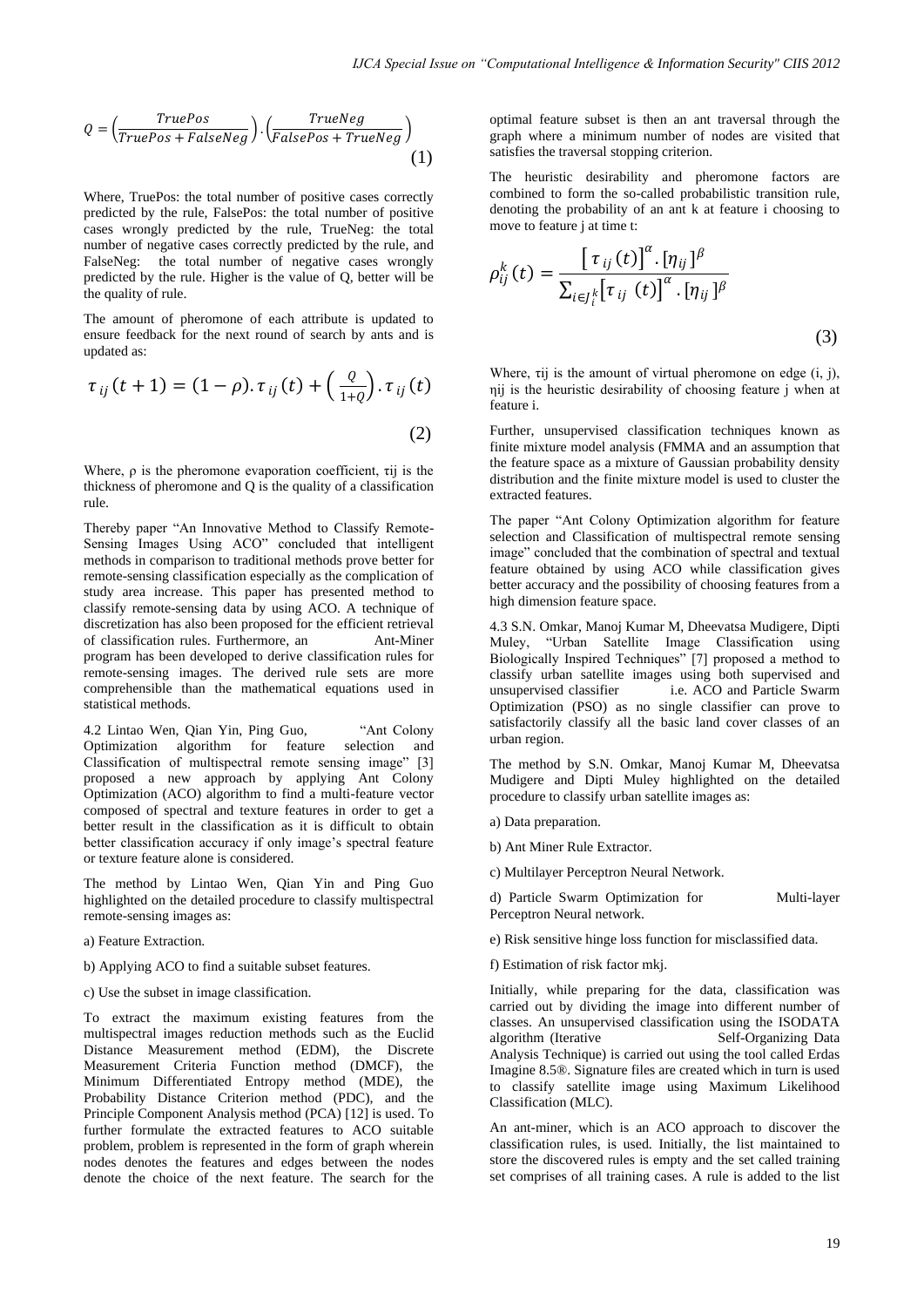$$Q = \left(\frac{TruePos}{TruePos + FalseNeg}\right).\left(\frac{TrueNeg}{FalsePos + TrueNeg}\right) \quad (1)$$

Where, TruePos: the total number of positive cases correctly predicted by the rule, FalsePos: the total number of positive cases wrongly predicted by the rule, TrueNeg: the total number of negative cases correctly predicted by the rule, and FalseNeg: the total number of negative cases wrongly predicted by the rule. Higher is the value of Q, better will be the quality of rule.

The amount of pheromone of each attribute is updated to ensure feedback for the next round of search by ants and is updated as:

$$\tau_{ij}(t+1) = (1-\rho).\tau_{ij}(t) + \left(\frac{Q}{1+Q}\right).\tau_{ij}(t) \quad (2)$$

Where, ρ is the pheromone evaporation coefficient, $\tau_{ij}$ is the thickness of pheromone and Q is the quality of a classification rule.

Thereby paper "An Innovative Method to Classify Remote-Sensing Images Using ACO" concluded that intelligent methods in comparison to traditional methods prove better for remote-sensing classification especially as the complication of study area increase. This paper has presented method to classify remote-sensing data by using ACO. A technique of discretization has also been proposed for the efficient retrieval of classification rules. Furthermore, an Ant-Miner program has been developed to derive classification rules for remote-sensing images. The derived rule sets are more comprehensible than the mathematical equations used in statistical methods.

4.2 Lintao Wen, Qian Yin, Ping Guo, "Ant Colony Optimization algorithm for feature selection and Classification of multispectral remote sensing image" [3] proposed a new approach by applying Ant Colony Optimization (ACO) algorithm to find a multi-feature vector composed of spectral and texture features in order to get a better result in the classification as it is difficult to obtain better classification accuracy if only image's spectral feature or texture feature alone is considered.

The method by Lintao Wen, Qian Yin and Ping Guo highlighted on the detailed procedure to classify multispectral remote-sensing images as:

a) Feature Extraction.

b) Applying ACO to find a suitable subset features.

c) Use the subset in image classification.

To extract the maximum existing features from the multispectral images reduction methods such as the Euclid Distance Measurement method (EDM), the Discrete Measurement Criteria Function method (DMCF), the Minimum Differentiated Entropy method (MDE), the Probability Distance Criterion method (PDC), and the Principle Component Analysis method (PCA) [12] is used. To further formulate the extracted features to ACO suitable problem, problem is represented in the form of graph wherein nodes denotes the features and edges between the nodes denote the choice of the next feature. The search for the optimal feature subset is then an ant traversal through the graph where a minimum number of nodes are visited that satisfies the traversal stopping criterion.

The heuristic desirability and pheromone factors are combined to form the so-called probabilistic transition rule, denoting the probability of an ant k at feature i choosing to move to feature j at time t:

$$\rho_{ij}^{k}(t) = \frac{[\tau_{ij}(t)]^{\alpha}.[\eta_{ij}]^{\beta}}{\sum_{i \in J_i^k}[\tau_{ij}(t)]^{\alpha}.[\eta_{ij}]^{\beta}} \quad (3)$$

Where, $\tau_{ij}$ is the amount of virtual pheromone on edge (i, j), $\eta_{ij}$ is the heuristic desirability of choosing feature j when at feature i.

Further, unsupervised classification techniques known as finite mixture model analysis (FMMA and an assumption that the feature space as a mixture of Gaussian probability density distribution and the finite mixture model is used to cluster the extracted features.

The paper "Ant Colony Optimization algorithm for feature selection and Classification of multispectral remote sensing image" concluded that the combination of spectral and textual feature obtained by using ACO while classification gives better accuracy and the possibility of choosing features from a high dimension feature space.

4.3 S.N. Omkar, Manoj Kumar M, Dheevatsa Mudigere, Dipti Muley, "Urban Satellite Image Classification using Biologically Inspired Techniques" [7] proposed a method to classify urban satellite images using both supervised and unsupervised classifier i.e. ACO and Particle Swarm Optimization (PSO) as no single classifier can prove to satisfactorily classify all the basic land cover classes of an urban region.

The method by S.N. Omkar, Manoj Kumar M, Dheevatsa Mudigere and Dipti Muley highlighted on the detailed procedure to classify urban satellite images as:

a) Data preparation.

b) Ant Miner Rule Extractor.

c) Multilayer Perceptron Neural Network.

d) Particle Swarm Optimization for Multi-layer Perceptron Neural network.

e) Risk sensitive hinge loss function for misclassified data.

f) Estimation of risk factor mkj.

Initially, while preparing for the data, classification was carried out by dividing the image into different number of classes. An unsupervised classification using the ISODATA algorithm (Iterative Self-Organizing Data Analysis Technique) is carried out using the tool called Erdas Imagine 8.5®. Signature files are created which in turn is used to classify satellite image using Maximum Likelihood Classification (MLC).

An ant-miner, which is an ACO approach to discover the classification rules, is used. Initially, the list maintained to store the discovered rules is empty and the set called training set comprises of all training cases. A rule is added to the list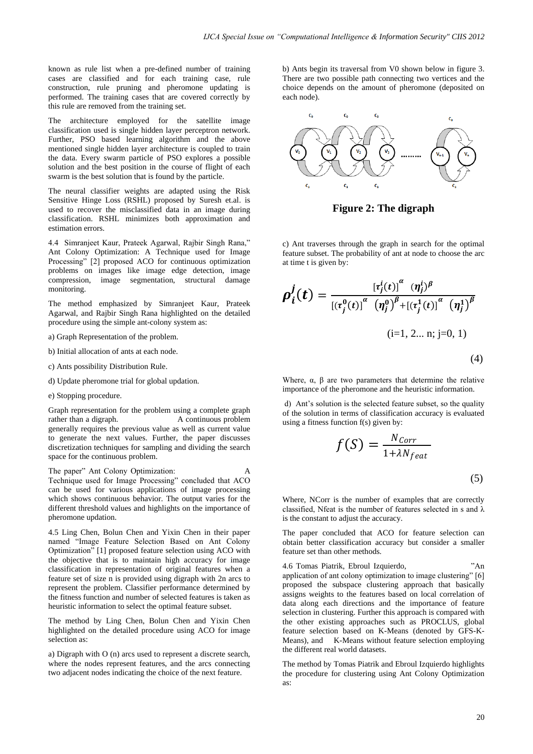known as rule list when a pre-defined number of training cases are classified and for each training case, rule construction, rule pruning and pheromone updating is performed. The training cases that are covered correctly by this rule are removed from the training set.

The architecture employed for the satellite image classification used is single hidden layer perceptron network. Further, PSO based learning algorithm and the above mentioned single hidden layer architecture is coupled to train the data. Every swarm particle of PSO explores a possible solution and the best position in the course of flight of each swarm is the best solution that is found by the particle.

The neural classifier weights are adapted using the Risk Sensitive Hinge Loss (RSHL) proposed by Suresh et.al. is used to recover the misclassified data in an image during classification. RSHL minimizes both approximation and estimation errors.

4.4 Simranjeet Kaur, Prateek Agarwal, Rajbir Singh Rana," Ant Colony Optimization: A Technique used for Image Processing" [2] proposed ACO for continuous optimization problems on images like image edge detection, image compression, image segmentation, structural damage monitoring.

The method emphasized by Simranjeet Kaur, Prateek Agarwal, and Rajbir Singh Rana highlighted on the detailed procedure using the simple ant-colony system as:

a) Graph Representation of the problem.

b) Initial allocation of ants at each node.

c) Ants possibility Distribution Rule.

d) Update pheromone trial for global updation.

e) Stopping procedure.

Graph representation for the problem using a complete graph rather than a digraph. A continuous problem generally requires the previous value as well as current value to generate the next values. Further, the paper discusses discretization techniques for sampling and dividing the search space for the continuous problem.

The paper" Ant Colony Optimization: A Technique used for Image Processing" concluded that ACO can be used for various applications of image processing which shows continuous behavior. The output varies for the different threshold values and highlights on the importance of pheromone updation.

4.5 Ling Chen, Bolun Chen and Yixin Chen in their paper named "Image Feature Selection Based on Ant Colony Optimization" [1] proposed feature selection using ACO with the objective that is to maintain high accuracy for image classification in representation of original features when a feature set of size n is provided using digraph with 2n arcs to represent the problem. Classifier performance determined by the fitness function and number of selected features is taken as heuristic information to select the optimal feature subset.

The method by Ling Chen, Bolun Chen and Yixin Chen highlighted on the detailed procedure using ACO for image selection as:

a) Digraph with O (n) arcs used to represent a discrete search, where the nodes represent features, and the arcs connecting two adjacent nodes indicating the choice of the next feature.

b) Ants begin its traversal from V0 shown below in figure 3. There are two possible path connecting two vertices and the choice depends on the amount of pheromone (deposited on each node).

**Figure 2: The digraph**

c) Ant traverses through the graph in search for the optimal feature subset. The probability of ant at node to choose the arc at time t is given by:

$$\rho_i^j(t) = \frac{[\tau_j^i(t)]^{\alpha}\ (\eta_j^i)^{\beta}}{[(\tau_j^0(t)]^{\alpha}\ (\eta_j^0)^{\beta} + [(\tau_j^1(t)]^{\alpha}\ (\eta_j^1)^{\beta}} \quad (i=1, 2... n;\ j=0, 1) \qquad (4)$$

Where, α, β are two parameters that determine the relative importance of the pheromone and the heuristic information.

d) Ant's solution is the selected feature subset, so the quality of the solution in terms of classification accuracy is evaluated using a fitness function f(s) given by:

$$f(S) = \frac{N_{Corr}}{1+\lambda N_{feat}} \qquad (5)$$

Where, NCorr is the number of examples that are correctly classified, Nfeat is the number of features selected in s and λ is the constant to adjust the accuracy.

The paper concluded that ACO for feature selection can obtain better classification accuracy but consider a smaller feature set than other methods.

4.6 Tomas Piatrik, Ebroul Izquierdo, "An application of ant colony optimization to image clustering" [6] proposed the subspace clustering approach that basically assigns weights to the features based on local correlation of data along each directions and the importance of feature selection in clustering. Further this approach is compared with the other existing approaches such as PROCLUS, global feature selection based on K-Means (denoted by GFS-K-Means), and K-Means without feature selection employing the different real world datasets.

The method by Tomas Piatrik and Ebroul Izquierdo highlights the procedure for clustering using Ant Colony Optimization as: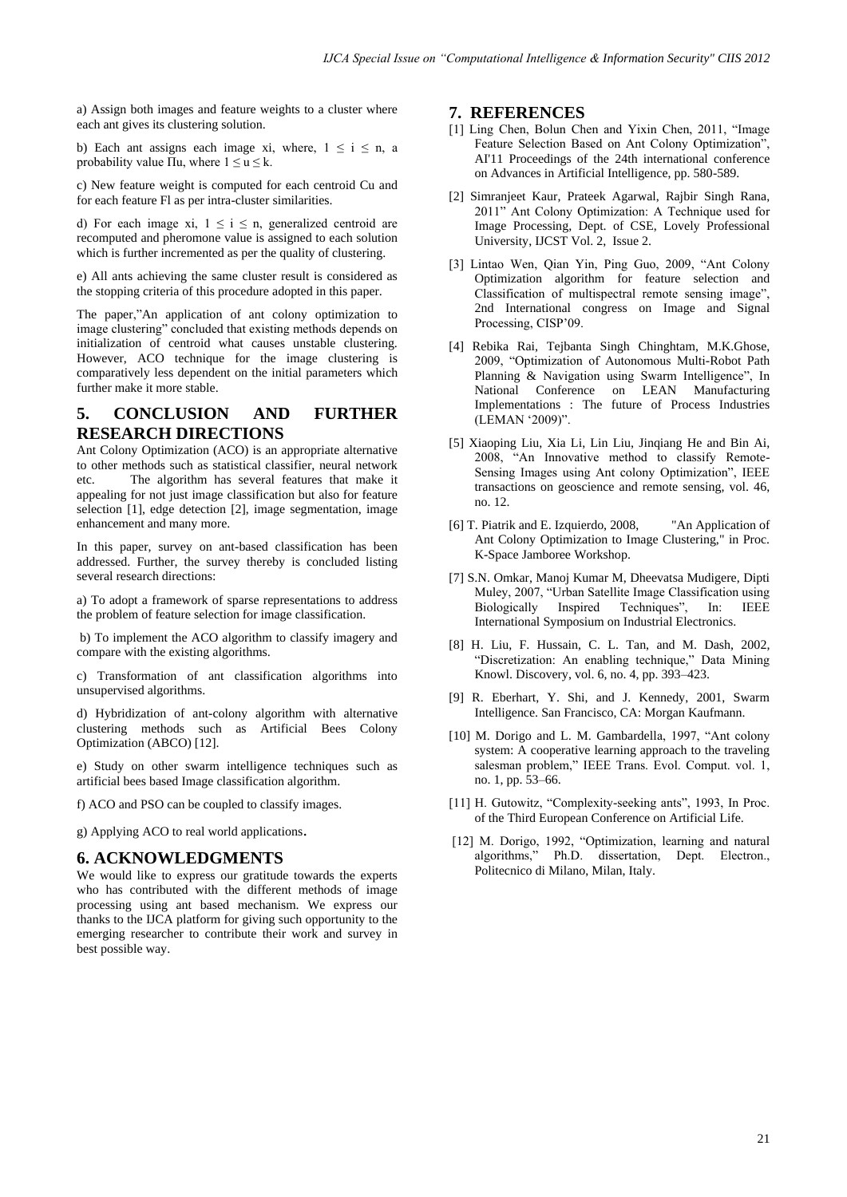a) Assign both images and feature weights to a cluster where each ant gives its clustering solution.

b) Each ant assigns each image xi, where, $1 \leq i \leq n$, a probability value Πu, where $1 \leq u \leq k$.

c) New feature weight is computed for each centroid Cu and for each feature Fl as per intra-cluster similarities.

d) For each image xi, $1 \leq i \leq n$, generalized centroid are recomputed and pheromone value is assigned to each solution which is further incremented as per the quality of clustering.

e) All ants achieving the same cluster result is considered as the stopping criteria of this procedure adopted in this paper.

The paper,"An application of ant colony optimization to image clustering" concluded that existing methods depends on initialization of centroid what causes unstable clustering. However, ACO technique for the image clustering is comparatively less dependent on the initial parameters which further make it more stable.

## 5. CONCLUSION AND FURTHER RESEARCH DIRECTIONS

Ant Colony Optimization (ACO) is an appropriate alternative to other methods such as statistical classifier, neural network etc. The algorithm has several features that make it appealing for not just image classification but also for feature selection [1], edge detection [2], image segmentation, image enhancement and many more.

In this paper, survey on ant-based classification has been addressed. Further, the survey thereby is concluded listing several research directions:

a) To adopt a framework of sparse representations to address the problem of feature selection for image classification.

b) To implement the ACO algorithm to classify imagery and compare with the existing algorithms.

c) Transformation of ant classification algorithms into unsupervised algorithms.

d) Hybridization of ant-colony algorithm with alternative clustering methods such as Artificial Bees Colony Optimization (ABCO) [12].

e) Study on other swarm intelligence techniques such as artificial bees based Image classification algorithm.

f) ACO and PSO can be coupled to classify images.

g) Applying ACO to real world applications.

## 6. ACKNOWLEDGMENTS

We would like to express our gratitude towards the experts who has contributed with the different methods of image processing using ant based mechanism. We express our thanks to the IJCA platform for giving such opportunity to the emerging researcher to contribute their work and survey in best possible way.

## 7. REFERENCES

[1] Ling Chen, Bolun Chen and Yixin Chen, 2011, "Image Feature Selection Based on Ant Colony Optimization", AI'11 Proceedings of the 24th international conference on Advances in Artificial Intelligence, pp. 580-589.

[2] Simranjeet Kaur, Prateek Agarwal, Rajbir Singh Rana, 2011" Ant Colony Optimization: A Technique used for Image Processing, Dept. of CSE, Lovely Professional University, IJCST Vol. 2, Issue 2.

[3] Lintao Wen, Qian Yin, Ping Guo, 2009, "Ant Colony Optimization algorithm for feature selection and Classification of multispectral remote sensing image", 2nd International congress on Image and Signal Processing, CISP'09.

[4] Rebika Rai, Tejbanta Singh Chinghtam, M.K.Ghose, 2009, "Optimization of Autonomous Multi-Robot Path Planning & Navigation using Swarm Intelligence", In National Conference on LEAN Manufacturing Implementations : The future of Process Industries (LEMAN '2009)".

[5] Xiaoping Liu, Xia Li, Lin Liu, Jinqiang He and Bin Ai, 2008, "An Innovative method to classify Remote-Sensing Images using Ant colony Optimization", IEEE transactions on geoscience and remote sensing, vol. 46, no. 12.

[6] T. Piatrik and E. Izquierdo, 2008, "An Application of Ant Colony Optimization to Image Clustering," in Proc. K-Space Jamboree Workshop.

[7] S.N. Omkar, Manoj Kumar M, Dheevatsa Mudigere, Dipti Muley, 2007, "Urban Satellite Image Classification using Biologically Inspired Techniques", In: IEEE International Symposium on Industrial Electronics.

[8] H. Liu, F. Hussain, C. L. Tan, and M. Dash, 2002, "Discretization: An enabling technique," Data Mining Knowl. Discovery, vol. 6, no. 4, pp. 393–423.

[9] R. Eberhart, Y. Shi, and J. Kennedy, 2001, Swarm Intelligence. San Francisco, CA: Morgan Kaufmann.

[10] M. Dorigo and L. M. Gambardella, 1997, "Ant colony system: A cooperative learning approach to the traveling salesman problem," IEEE Trans. Evol. Comput. vol. 1, no. 1, pp. 53–66.

[11] H. Gutowitz, "Complexity-seeking ants", 1993, In Proc. of the Third European Conference on Artificial Life.

[12] M. Dorigo, 1992, "Optimization, learning and natural algorithms," Ph.D. dissertation, Dept. Electron., Politecnico di Milano, Milan, Italy.